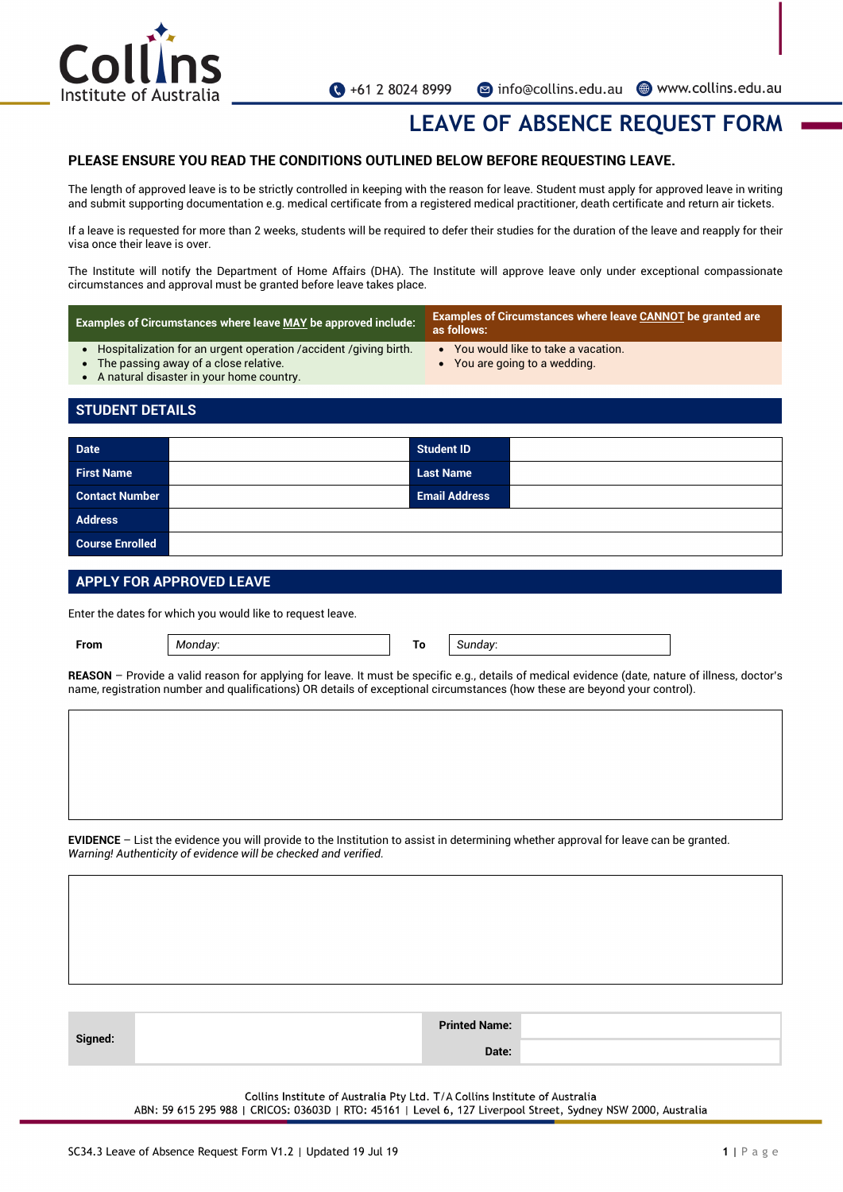Collins Institute of Australia

+61 2 8024 8999 | info@collins.edu.au | www.collins.edu.au

# LEAVE OF ABSENCE REQUEST FORM

**PLEASE ENSURE YOU READ THE CONDITIONS OUTLINED BELOW BEFORE REQUESTING LEAVE.**

The length of approved leave is to be strictly controlled in keeping with the reason for leave. Student must apply for approved leave in writing and submit supporting documentation e.g. medical certificate from a registered medical practitioner, death certificate and return air tickets.

If a leave is requested for more than 2 weeks, students will be required to defer their studies for the duration of the leave and reapply for their visa once their leave is over.

The Institute will notify the Department of Home Affairs (DHA). The Institute will approve leave only under exceptional compassionate circumstances and approval must be granted before leave takes place.

| Examples of Circumstances where leave MAY be approved include: | Examples of Circumstances where leave CANNOT be granted are as follows: |
|---|---|
| • Hospitalization for an urgent operation /accident /giving birth.<br>• The passing away of a close relative.<br>• A natural disaster in your home country. | • You would like to take a vacation.<br>• You are going to a wedding. |

## STUDENT DETAILS

| Date | | Student ID | |
|---|---|---|---|
| First Name | | Last Name | |
| Contact Number | | Email Address | |
| Address | | | |
| Course Enrolled | | | |

## APPLY FOR APPROVED LEAVE

Enter the dates for which you would like to request leave.

| From | *Monday:* | To | *Sunday:* |
|---|---|---|---|

**REASON** – Provide a valid reason for applying for leave. It must be specific e.g., details of medical evidence (date, nature of illness, doctor's name, registration number and qualifications) OR details of exceptional circumstances (how these are beyond your control).

**EVIDENCE** – List the evidence you will provide to the Institution to assist in determining whether approval for leave can be granted. *Warning! Authenticity of evidence will be checked and verified.*

| Signed: | | Printed Name: | |
|---|---|---|---|
| | | Date: | |

Collins Institute of Australia Pty Ltd. T/A Collins Institute of Australia
ABN: 59 615 295 988 | CRICOS: 03603D | RTO: 45161 | Level 6, 127 Liverpool Street, Sydney NSW 2000, Australia

SC34.3 Leave of Absence Request Form V1.2 | Updated 19 Jul 19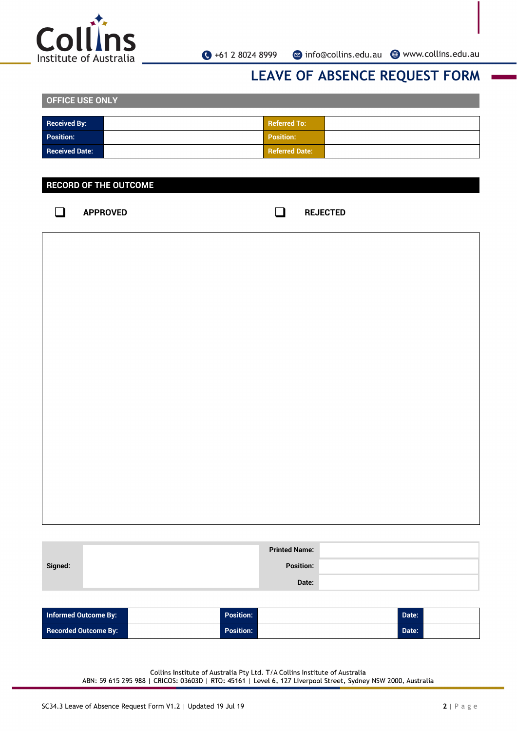Collins Institute of Australia

+61 2 8024 8999 info@collins.edu.au www.collins.edu.au

# LEAVE OF ABSENCE REQUEST FORM

## OFFICE USE ONLY

| | | | |
|---|---|---|---|
| **Received By:** | | **Referred To:** | |
| **Position:** | | **Position:** | |
| **Received Date:** | | **Referred Date:** | |

## RECORD OF THE OUTCOME

❑ **APPROVED** ❑ **REJECTED**

| | | | |
|---|---|---|---|
| **Signed:** | | **Printed Name:** | |
| | | **Position:** | |
| | | **Date:** | |

| | | | | | |
|---|---|---|---|---|---|
| **Informed Outcome By:** | | **Position:** | | **Date:** | |
| **Recorded Outcome By:** | | **Position:** | | **Date:** | |

Collins Institute of Australia Pty Ltd. T/A Collins Institute of Australia
ABN: 59 615 295 988 | CRICOS: 03603D | RTO: 45161 | Level 6, 127 Liverpool Street, Sydney NSW 2000, Australia

SC34.3 Leave of Absence Request Form V1.2 | Updated 19 Jul 19